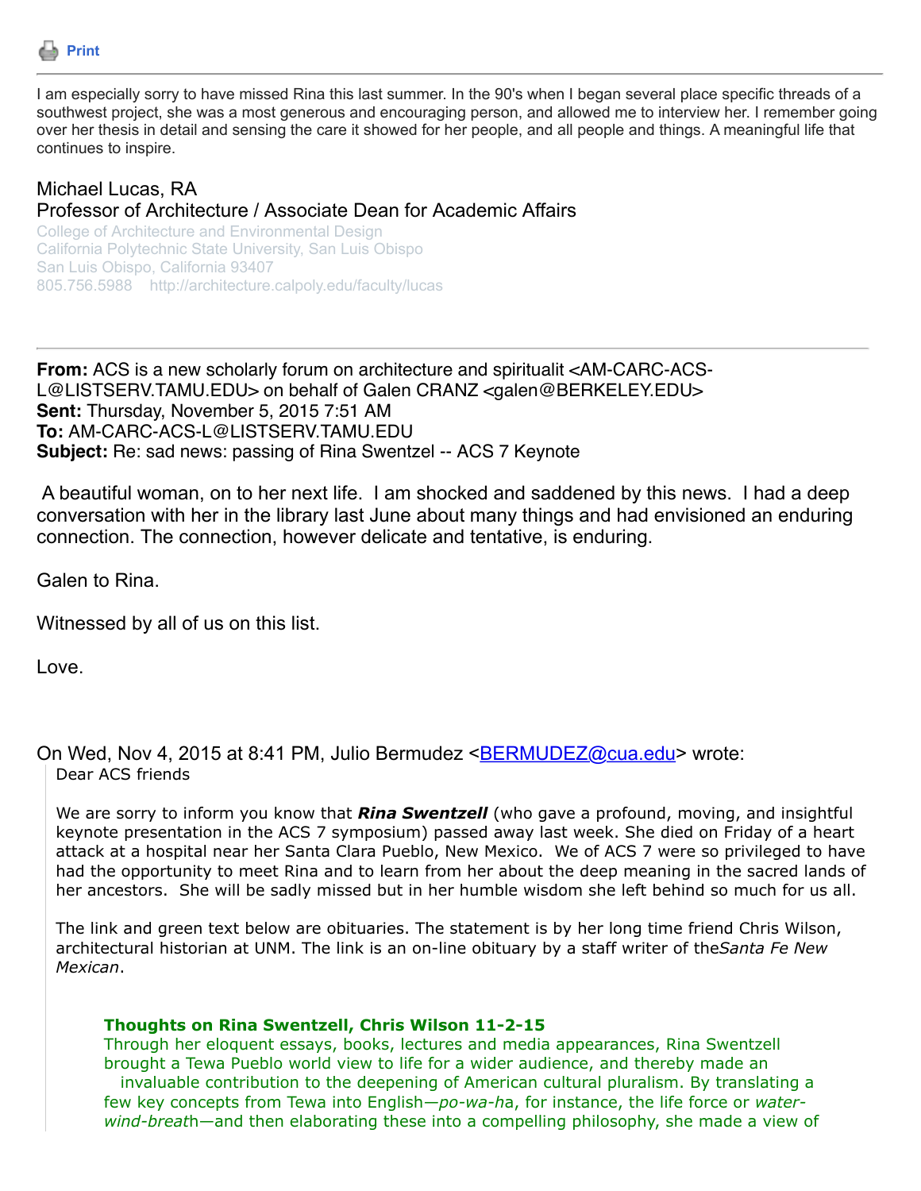Print

I am especially sorry to have missed Rina this last summer. In the 90's when I began several place specific threads of a southwest project, she was a most generous and encouraging person, and allowed me to interview her. I remember going over her thesis in detail and sensing the care it showed for her people, and all people and things. A meaningful life that continues to inspire.

Michael Lucas, RA
Professor of Architecture / Associate Dean for Academic Affairs
College of Architecture and Environmental Design
California Polytechnic State University, San Luis Obispo
San Luis Obispo, California 93407
805.756.5988 http://architecture.calpoly.edu/faculty/lucas

---

**From:** ACS is a new scholarly forum on architecture and spiritualit <AM-CARC-ACS-L@LISTSERV.TAMU.EDU> on behalf of Galen CRANZ <galen@BERKELEY.EDU>
**Sent:** Thursday, November 5, 2015 7:51 AM
**To:** AM-CARC-ACS-L@LISTSERV.TAMU.EDU
**Subject:** Re: sad news: passing of Rina Swentzel -- ACS 7 Keynote

A beautiful woman, on to her next life. I am shocked and saddened by this news. I had a deep conversation with her in the library last June about many things and had envisioned an enduring connection. The connection, however delicate and tentative, is enduring.

Galen to Rina.

Witnessed by all of us on this list.

Love.

On Wed, Nov 4, 2015 at 8:41 PM, Julio Bermudez <BERMUDEZ@cua.edu> wrote:

> Dear ACS friends
>
> We are sorry to inform you know that ***Rina Swentzell*** (who gave a profound, moving, and insightful keynote presentation in the ACS 7 symposium) passed away last week. She died on Friday of a heart attack at a hospital near her Santa Clara Pueblo, New Mexico. We of ACS 7 were so privileged to have had the opportunity to meet Rina and to learn from her about the deep meaning in the sacred lands of her ancestors. She will be sadly missed but in her humble wisdom she left behind so much for us all.
>
> The link and green text below are obituaries. The statement is by her long time friend Chris Wilson, architectural historian at UNM. The link is an on-line obituary by a staff writer of the*Santa Fe New Mexican*.
>
> **Thoughts on Rina Swentzell, Chris Wilson 11-2-15**
> Through her eloquent essays, books, lectures and media appearances, Rina Swentzell brought a Tewa Pueblo world view to life for a wider audience, and thereby made an invaluable contribution to the deepening of American cultural pluralism. By translating a few key concepts from Tewa into English—*po-wa-h*a, for instance, the life force or *water-wind-breat*h—and then elaborating these into a compelling philosophy, she made a view of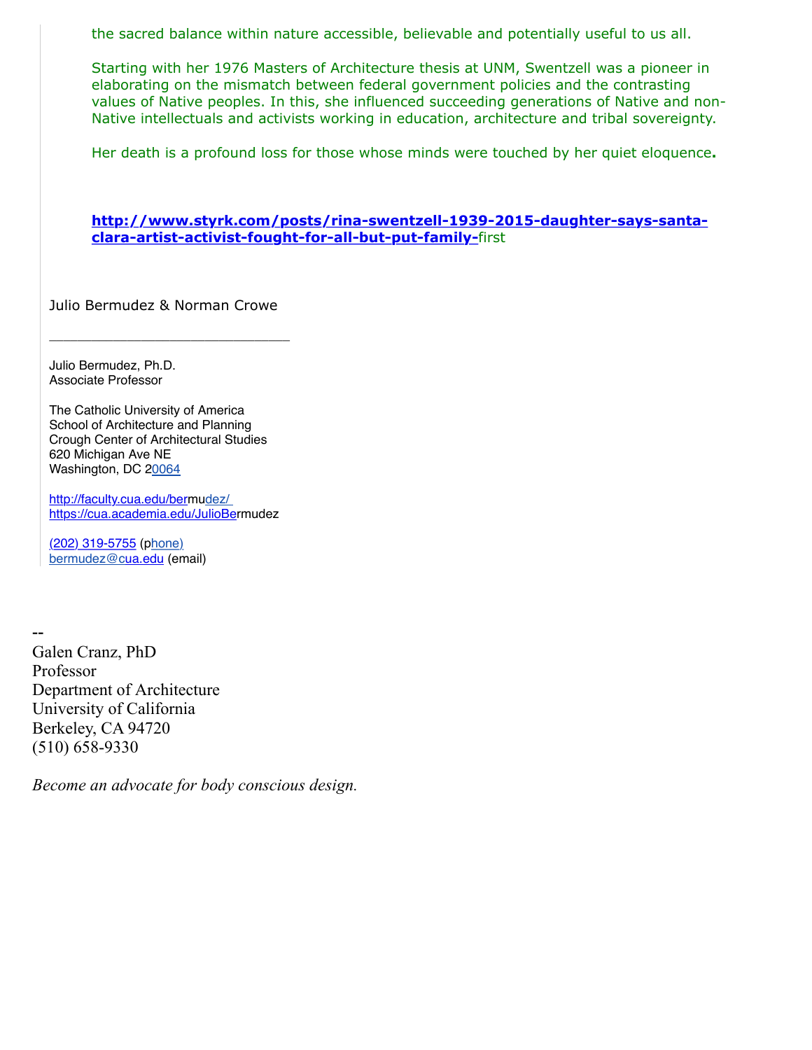the sacred balance within nature accessible, believable and potentially useful to us all.

Starting with her 1976 Masters of Architecture thesis at UNM, Swentzell was a pioneer in elaborating on the mismatch between federal government policies and the contrasting values of Native peoples. In this, she influenced succeeding generations of Native and non-Native intellectuals and activists working in education, architecture and tribal sovereignty.

Her death is a profound loss for those whose minds were touched by her quiet eloquence**.**

**http://www.styrk.com/posts/rina-swentzell-1939-2015-daughter-says-santa-clara-artist-activist-fought-for-all-but-put-family-**first

Julio Bermudez & Norman Crowe

______________________________

Julio Bermudez, Ph.D.
Associate Professor

The Catholic University of America
School of Architecture and Planning
Crough Center of Architectural Studies
620 Michigan Ave NE
Washington, DC 20064

http://faculty.cua.edu/bermudez/
https://cua.academia.edu/JulioBermudez

(202) 319-5755 (phone)
bermudez@cua.edu (email)

--
Galen Cranz, PhD
Professor
Department of Architecture
University of California
Berkeley, CA 94720
(510) 658-9330

*Become an advocate for body conscious design.*